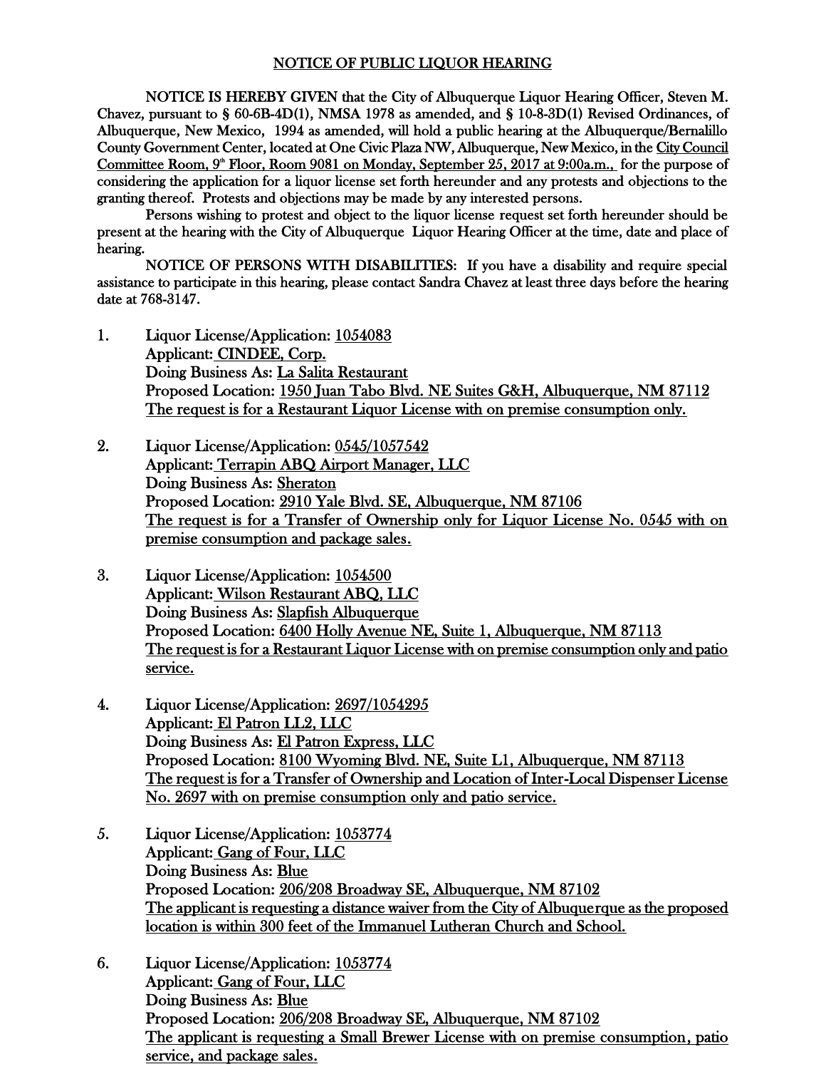# NOTICE OF PUBLIC LIQUOR HEARING

NOTICE IS HEREBY GIVEN that the City of Albuquerque Liquor Hearing Officer, Steven M. Chavez, pursuant to § 60-6B-4D(1), NMSA 1978 as amended, and § 10-8-3D(1) Revised Ordinances, of Albuquerque, New Mexico, 1994 as amended, will hold a public hearing at the Albuquerque/Bernalillo County Government Center, located at One Civic Plaza NW, Albuquerque, New Mexico, in the City Council Committee Room, 9th Floor, Room 9081 on Monday, September 25, 2017 at 9:00a.m., for the purpose of considering the application for a liquor license set forth hereunder and any protests and objections to the granting thereof. Protests and objections may be made by any interested persons.

Persons wishing to protest and object to the liquor license request set forth hereunder should be present at the hearing with the City of Albuquerque Liquor Hearing Officer at the time, date and place of hearing.

NOTICE OF PERSONS WITH DISABILITIES: If you have a disability and require special assistance to participate in this hearing, please contact Sandra Chavez at least three days before the hearing date at 768-3147.

1. Liquor License/Application: 1054083
   Applicant: CINDEE, Corp.
   Doing Business As: La Salita Restaurant
   Proposed Location: 1950 Juan Tabo Blvd. NE Suites G&H, Albuquerque, NM 87112
   The request is for a Restaurant Liquor License with on premise consumption only.

2. Liquor License/Application: 0545/1057542
   Applicant: Terrapin ABQ Airport Manager, LLC
   Doing Business As: Sheraton
   Proposed Location: 2910 Yale Blvd. SE, Albuquerque, NM 87106
   The request is for a Transfer of Ownership only for Liquor License No. 0545 with on premise consumption and package sales.

3. Liquor License/Application: 1054500
   Applicant: Wilson Restaurant ABQ, LLC
   Doing Business As: Slapfish Albuquerque
   Proposed Location: 6400 Holly Avenue NE, Suite 1, Albuquerque, NM 87113
   The request is for a Restaurant Liquor License with on premise consumption only and patio service.

4. Liquor License/Application: 2697/1054295
   Applicant: El Patron LL2, LLC
   Doing Business As: El Patron Express, LLC
   Proposed Location: 8100 Wyoming Blvd. NE, Suite L1, Albuquerque, NM 87113
   The request is for a Transfer of Ownership and Location of Inter-Local Dispenser License No. 2697 with on premise consumption only and patio service.

5. Liquor License/Application: 1053774
   Applicant: Gang of Four, LLC
   Doing Business As: Blue
   Proposed Location: 206/208 Broadway SE, Albuquerque, NM 87102
   The applicant is requesting a distance waiver from the City of Albuquerque as the proposed location is within 300 feet of the Immanuel Lutheran Church and School.

6. Liquor License/Application: 1053774
   Applicant: Gang of Four, LLC
   Doing Business As: Blue
   Proposed Location: 206/208 Broadway SE, Albuquerque, NM 87102
   The applicant is requesting a Small Brewer License with on premise consumption, patio service, and package sales.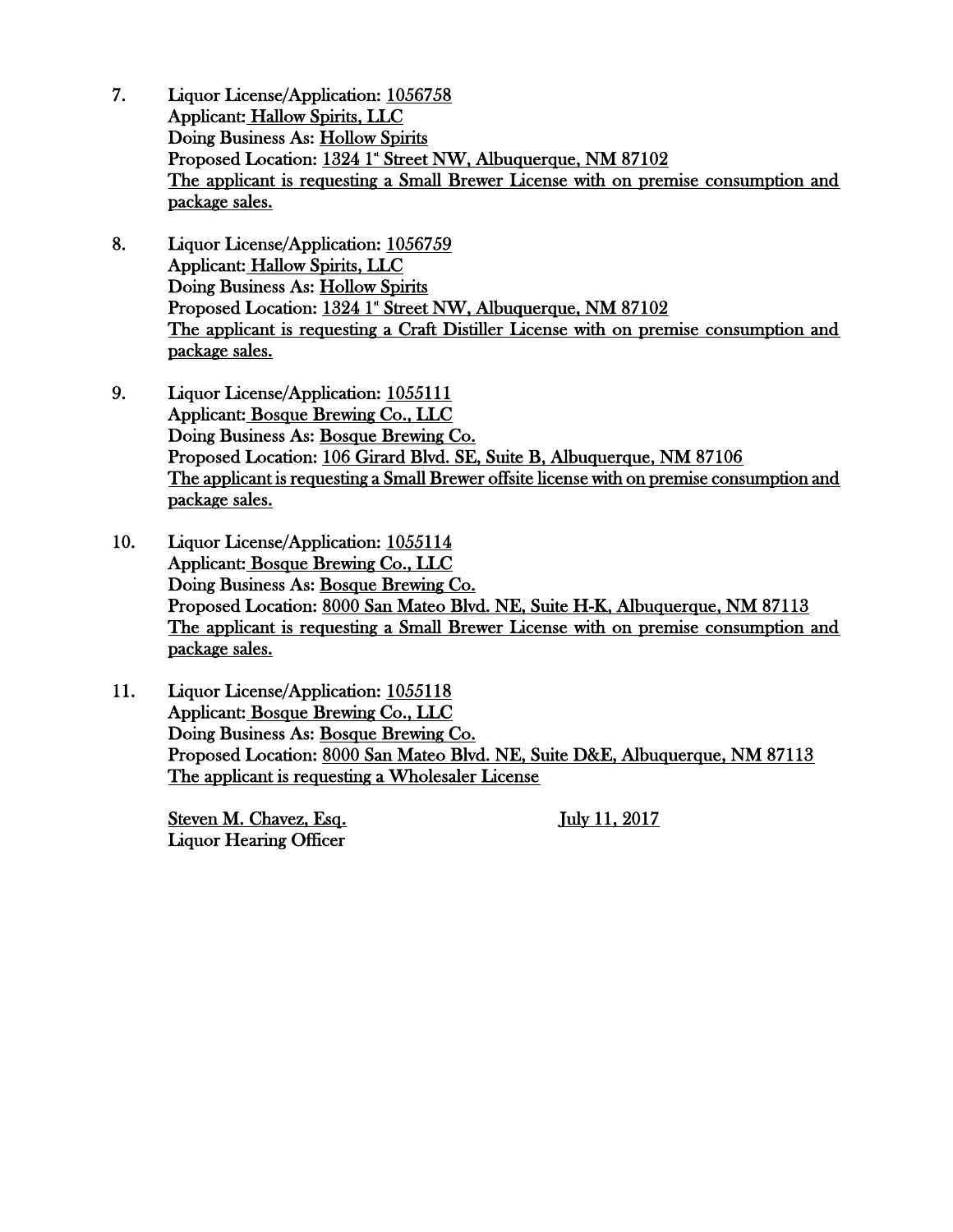7. Liquor License/Application: 1056758
   Applicant: Hallow Spirits, LLC
   Doing Business As: Hollow Spirits
   Proposed Location: 1324 1st Street NW, Albuquerque, NM 87102
   The applicant is requesting a Small Brewer License with on premise consumption and package sales.

8. Liquor License/Application: 1056759
   Applicant: Hallow Spirits, LLC
   Doing Business As: Hollow Spirits
   Proposed Location: 1324 1st Street NW, Albuquerque, NM 87102
   The applicant is requesting a Craft Distiller License with on premise consumption and package sales.

9. Liquor License/Application: 1055111
   Applicant: Bosque Brewing Co., LLC
   Doing Business As: Bosque Brewing Co.
   Proposed Location: 106 Girard Blvd. SE, Suite B, Albuquerque, NM 87106
   The applicant is requesting a Small Brewer offsite license with on premise consumption and package sales.

10. Liquor License/Application: 1055114
    Applicant: Bosque Brewing Co., LLC
    Doing Business As: Bosque Brewing Co.
    Proposed Location: 8000 San Mateo Blvd. NE, Suite H-K, Albuquerque, NM 87113
    The applicant is requesting a Small Brewer License with on premise consumption and package sales.

11. Liquor License/Application: 1055118
    Applicant: Bosque Brewing Co., LLC
    Doing Business As: Bosque Brewing Co.
    Proposed Location: 8000 San Mateo Blvd. NE, Suite D&E, Albuquerque, NM 87113
    The applicant is requesting a Wholesaler License

Steven M. Chavez, Esq.
Liquor Hearing Officer

July 11, 2017